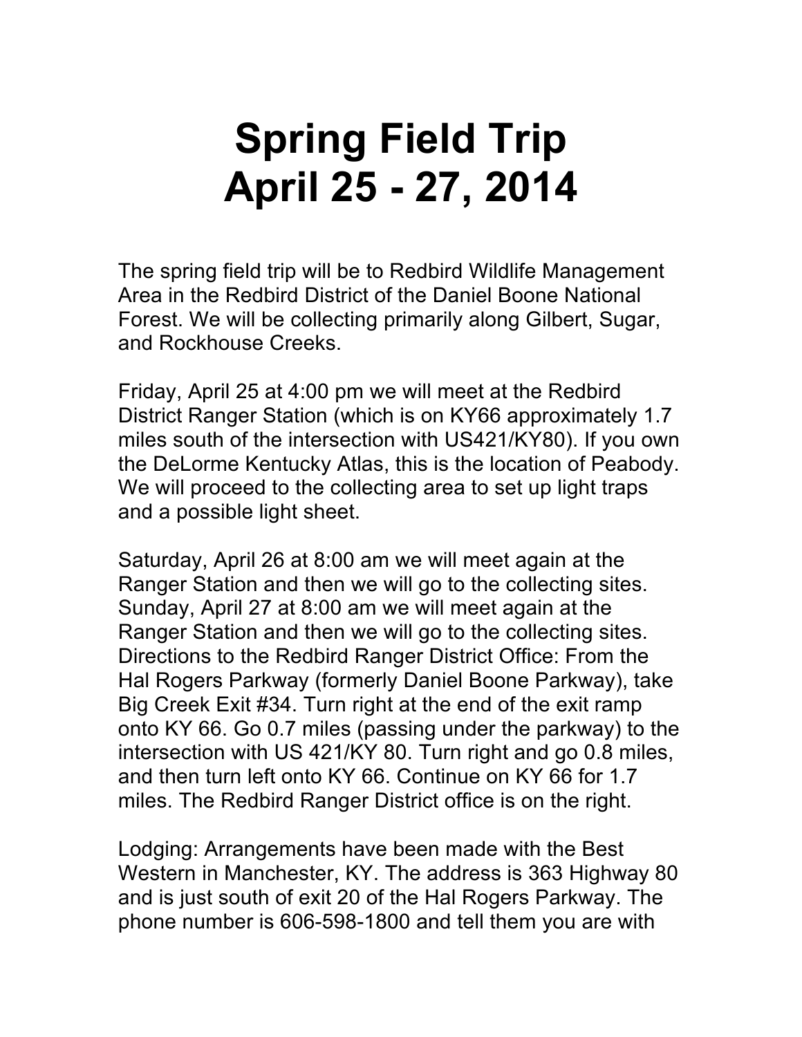# Spring Field Trip
# April 25 - 27, 2014

The spring field trip will be to Redbird Wildlife Management Area in the Redbird District of the Daniel Boone National Forest. We will be collecting primarily along Gilbert, Sugar, and Rockhouse Creeks.

Friday, April 25 at 4:00 pm we will meet at the Redbird District Ranger Station (which is on KY66 approximately 1.7 miles south of the intersection with US421/KY80). If you own the DeLorme Kentucky Atlas, this is the location of Peabody. We will proceed to the collecting area to set up light traps and a possible light sheet.

Saturday, April 26 at 8:00 am we will meet again at the Ranger Station and then we will go to the collecting sites. Sunday, April 27 at 8:00 am we will meet again at the Ranger Station and then we will go to the collecting sites. Directions to the Redbird Ranger District Office: From the Hal Rogers Parkway (formerly Daniel Boone Parkway), take Big Creek Exit #34. Turn right at the end of the exit ramp onto KY 66. Go 0.7 miles (passing under the parkway) to the intersection with US 421/KY 80. Turn right and go 0.8 miles, and then turn left onto KY 66. Continue on KY 66 for 1.7 miles. The Redbird Ranger District office is on the right.

Lodging: Arrangements have been made with the Best Western in Manchester, KY. The address is 363 Highway 80 and is just south of exit 20 of the Hal Rogers Parkway. The phone number is 606-598-1800 and tell them you are with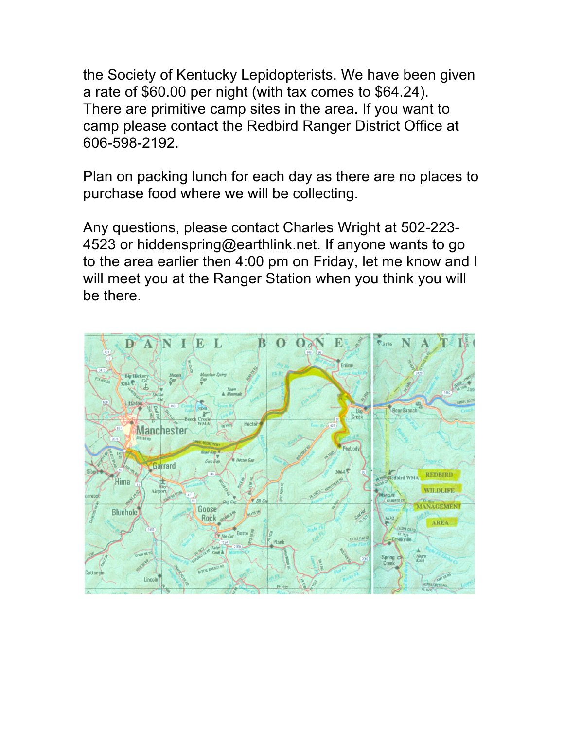the Society of Kentucky Lepidopterists. We have been given a rate of $60.00 per night (with tax comes to $64.24). There are primitive camp sites in the area. If you want to camp please contact the Redbird Ranger District Office at 606-598-2192.

Plan on packing lunch for each day as there are no places to purchase food where we will be collecting.

Any questions, please contact Charles Wright at 502-223-4523 or hiddenspring@earthlink.net. If anyone wants to go to the area earlier then 4:00 pm on Friday, let me know and I will meet you at the Ranger Station when you think you will be there.